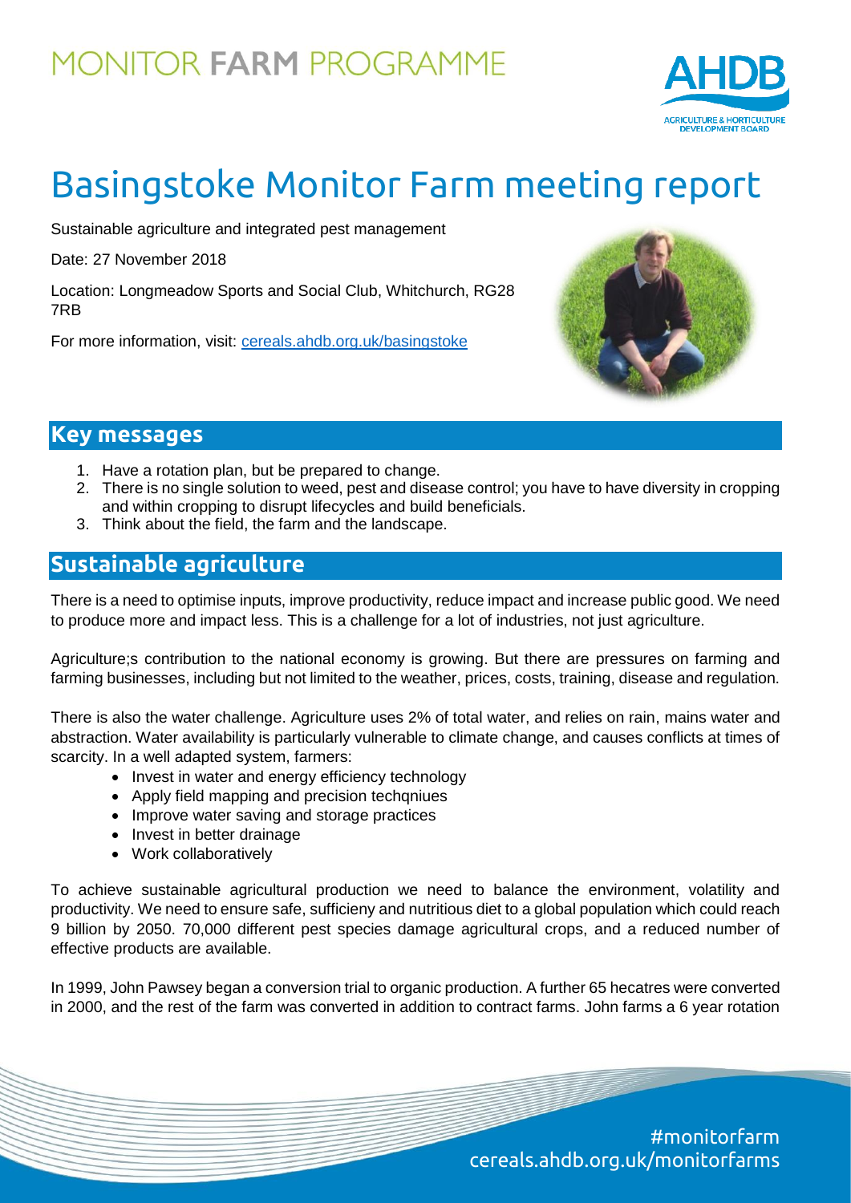MONITOR **FARM** PROGRAMME

# Basingstoke Monitor Farm meeting report

Sustainable agriculture and integrated pest management

Date: 27 November 2018

Location: Longmeadow Sports and Social Club, Whitchurch, RG28 7RB

For more information, visit: cereals.ahdb.org.uk/basingstoke

## Key messages

1. Have a rotation plan, but be prepared to change.
2. There is no single solution to weed, pest and disease control; you have to have diversity in cropping and within cropping to disrupt lifecycles and build beneficials.
3. Think about the field, the farm and the landscape.

## Sustainable agriculture

There is a need to optimise inputs, improve productivity, reduce impact and increase public good. We need to produce more and impact less. This is a challenge for a lot of industries, not just agriculture.

Agriculture;s contribution to the national economy is growing. But there are pressures on farming and farming businesses, including but not limited to the weather, prices, costs, training, disease and regulation.

There is also the water challenge. Agriculture uses 2% of total water, and relies on rain, mains water and abstraction. Water availability is particularly vulnerable to climate change, and causes conflicts at times of scarcity. In a well adapted system, farmers:

- Invest in water and energy efficiency technology
- Apply field mapping and precision techqniues
- Improve water saving and storage practices
- Invest in better drainage
- Work collaboratively

To achieve sustainable agricultural production we need to balance the environment, volatility and productivity. We need to ensure safe, sufficieny and nutritious diet to a global population which could reach 9 billion by 2050. 70,000 different pest species damage agricultural crops, and a reduced number of effective products are available.

In 1999, John Pawsey began a conversion trial to organic production. A further 65 hecatres were converted in 2000, and the rest of the farm was converted in addition to contract farms. John farms a 6 year rotation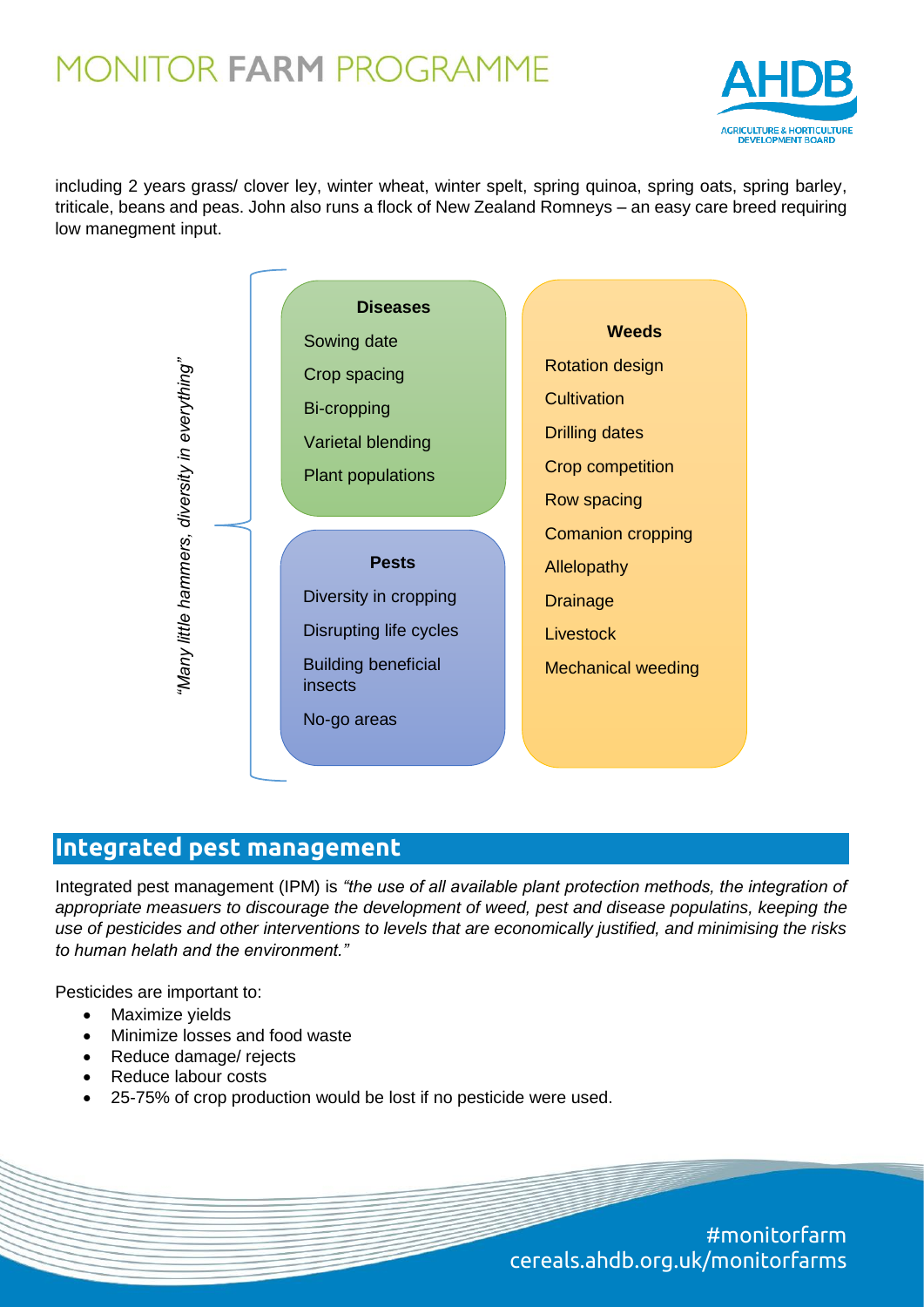including 2 years grass/ clover ley, winter wheat, winter spelt, spring quinoa, spring oats, spring barley, triticale, beans and peas. John also runs a flock of New Zealand Romneys – an easy care breed requiring low manegment input.

*"Many little hammers, diversity in everything"*

**Diseases**

- Sowing date
- Crop spacing
- Bi-cropping
- Varietal blending
- Plant populations

**Pests**

- Diversity in cropping
- Disrupting life cycles
- Building beneficial insects
- No-go areas

**Weeds**

- Rotation design
- Cultivation
- Drilling dates
- Crop competition
- Row spacing
- Comanion cropping
- Allelopathy
- Drainage
- Livestock
- Mechanical weeding

## Integrated pest management

Integrated pest management (IPM) is *"the use of all available plant protection methods, the integration of appropriate measuers to discourage the development of weed, pest and disease populatins, keeping the use of pesticides and other interventions to levels that are economically justified, and minimising the risks to human helath and the environment."*

Pesticides are important to:

- Maximize yields
- Minimize losses and food waste
- Reduce damage/ rejects
- Reduce labour costs
- 25-75% of crop production would be lost if no pesticide were used.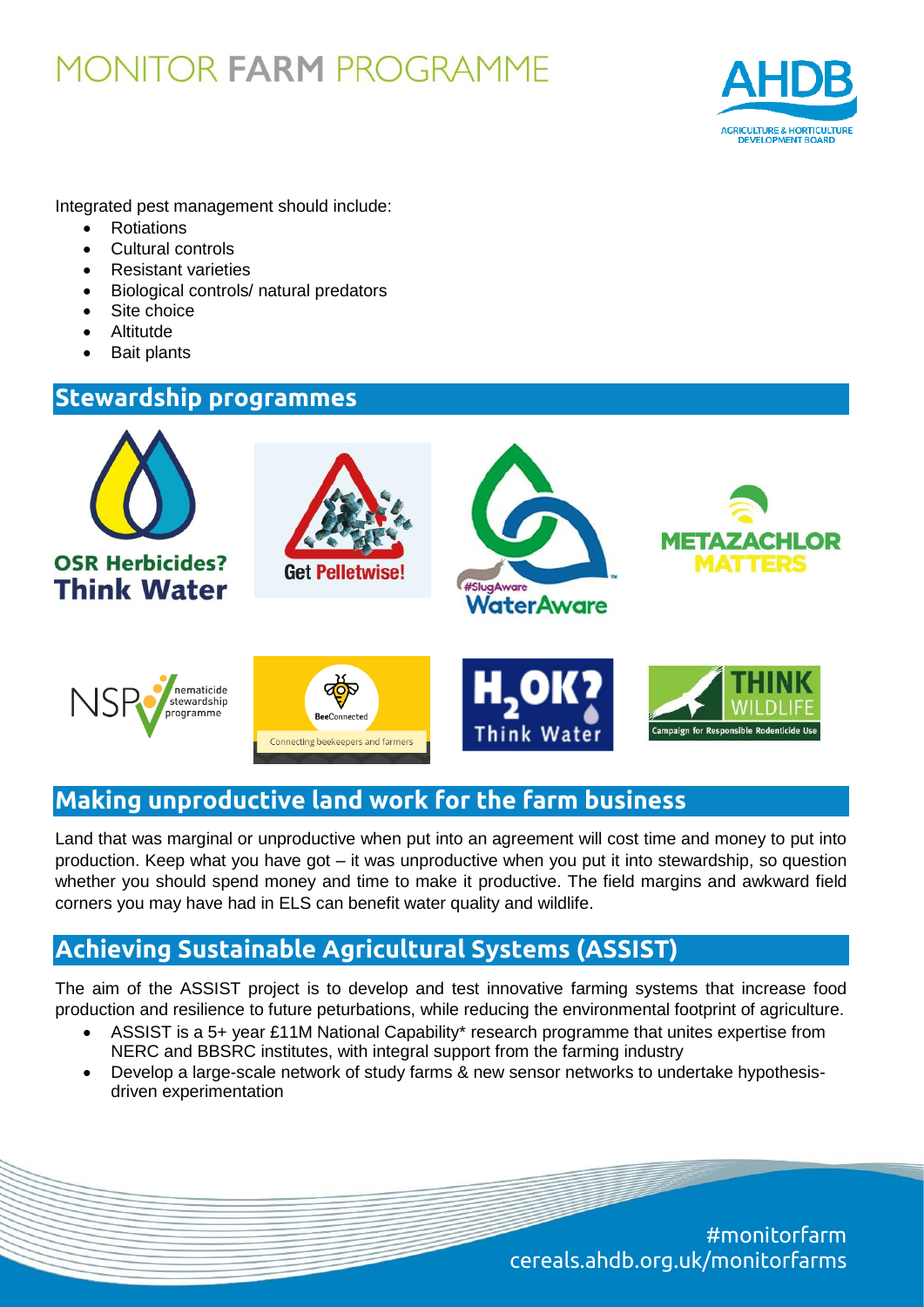Integrated pest management should include:

- Rotiations
- Cultural controls
- Resistant varieties
- Biological controls/ natural predators
- Site choice
- Altitutde
- Bait plants

## Stewardship programmes

OSR Herbicides? Think Water

Get Pelletwise!

#SlugAware WaterAware

METAZACHLOR MATTERS

NSP nematicide stewardship programme

BeeConnected Connecting beekeepers and farmers

$H_2OK$? Think Water

THINK WILDLIFE Campaign for Responsible Rodenticide Use

## Making unproductive land work for the farm business

Land that was marginal or unproductive when put into an agreement will cost time and money to put into production. Keep what you have got – it was unproductive when you put it into stewardship, so question whether you should spend money and time to make it productive. The field margins and awkward field corners you may have had in ELS can benefit water quality and wildlife.

## Achieving Sustainable Agricultural Systems (ASSIST)

The aim of the ASSIST project is to develop and test innovative farming systems that increase food production and resilience to future peturbations, while reducing the environmental footprint of agriculture.

- ASSIST is a 5+ year £11M National Capability* research programme that unites expertise from NERC and BBSRC institutes, with integral support from the farming industry
- Develop a large-scale network of study farms & new sensor networks to undertake hypothesis-driven experimentation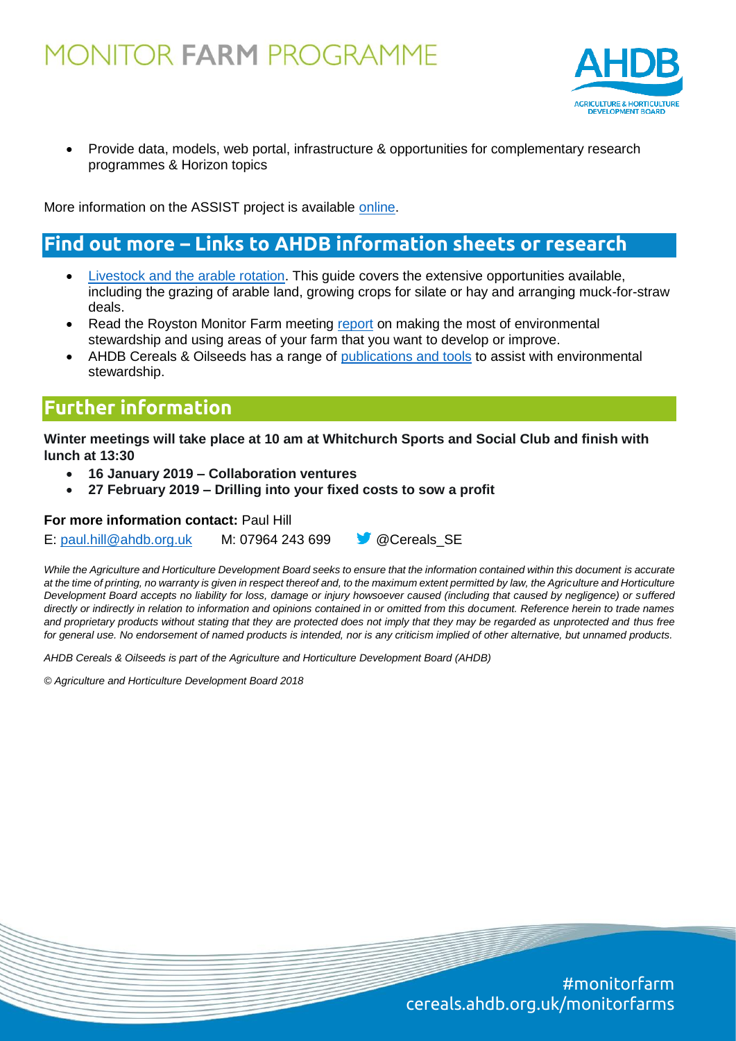- Provide data, models, web portal, infrastructure & opportunities for complementary research programmes & Horizon topics

More information on the ASSIST project is available online.

## Find out more – Links to AHDB information sheets or research

- Livestock and the arable rotation. This guide covers the extensive opportunities available, including the grazing of arable land, growing crops for silate or hay and arranging muck-for-straw deals.
- Read the Royston Monitor Farm meeting report on making the most of environmental stewardship and using areas of your farm that you want to develop or improve.
- AHDB Cereals & Oilseeds has a range of publications and tools to assist with environmental stewardship.

## Further information

**Winter meetings will take place at 10 am at Whitchurch Sports and Social Club and finish with lunch at 13:30**

- **16 January 2019 – Collaboration ventures**
- **27 February 2019 – Drilling into your fixed costs to sow a profit**

**For more information contact:** Paul Hill

E: paul.hill@ahdb.org.uk M: 07964 243 699 @Cereals_SE

*While the Agriculture and Horticulture Development Board seeks to ensure that the information contained within this document is accurate at the time of printing, no warranty is given in respect thereof and, to the maximum extent permitted by law, the Agriculture and Horticulture Development Board accepts no liability for loss, damage or injury howsoever caused (including that caused by negligence) or suffered directly or indirectly in relation to information and opinions contained in or omitted from this document. Reference herein to trade names and proprietary products without stating that they are protected does not imply that they may be regarded as unprotected and thus free for general use. No endorsement of named products is intended, nor is any criticism implied of other alternative, but unnamed products.*

*AHDB Cereals & Oilseeds is part of the Agriculture and Horticulture Development Board (AHDB)*

*© Agriculture and Horticulture Development Board 2018*